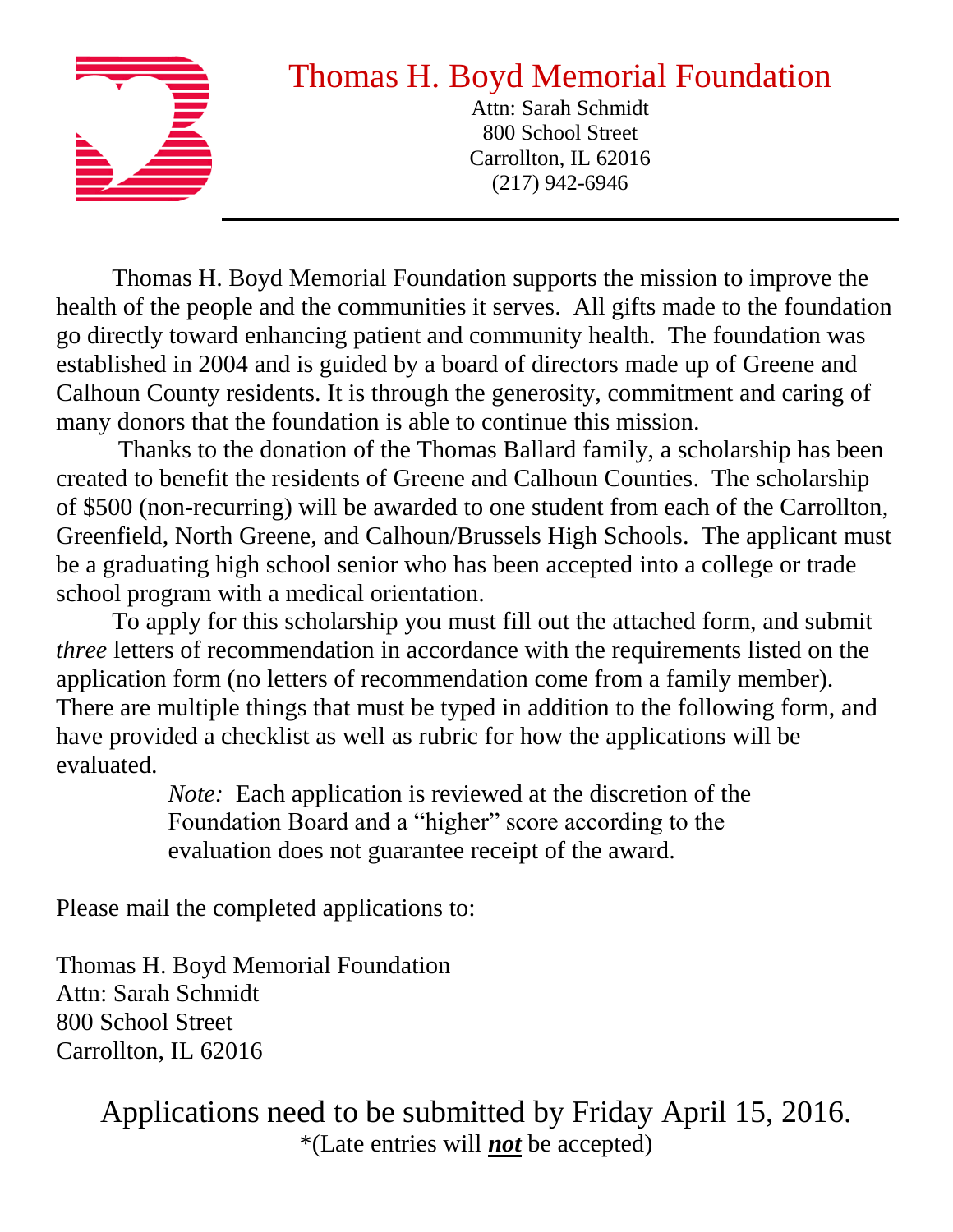# Thomas H. Boyd Memorial Foundation

Attn: Sarah Schmidt
800 School Street
Carrollton, IL 62016
(217) 942-6946

---

Thomas H. Boyd Memorial Foundation supports the mission to improve the health of the people and the communities it serves. All gifts made to the foundation go directly toward enhancing patient and community health. The foundation was established in 2004 and is guided by a board of directors made up of Greene and Calhoun County residents. It is through the generosity, commitment and caring of many donors that the foundation is able to continue this mission.

Thanks to the donation of the Thomas Ballard family, a scholarship has been created to benefit the residents of Greene and Calhoun Counties. The scholarship of $500 (non-recurring) will be awarded to one student from each of the Carrollton, Greenfield, North Greene, and Calhoun/Brussels High Schools. The applicant must be a graduating high school senior who has been accepted into a college or trade school program with a medical orientation.

To apply for this scholarship you must fill out the attached form, and submit *three* letters of recommendation in accordance with the requirements listed on the application form (no letters of recommendation come from a family member). There are multiple things that must be typed in addition to the following form, and have provided a checklist as well as rubric for how the applications will be evaluated.

> *Note:* Each application is reviewed at the discretion of the Foundation Board and a "higher" score according to the evaluation does not guarantee receipt of the award.

Please mail the completed applications to:

Thomas H. Boyd Memorial Foundation
Attn: Sarah Schmidt
800 School Street
Carrollton, IL 62016

## Applications need to be submitted by Friday April 15, 2016.

*(Late entries will ***not*** be accepted)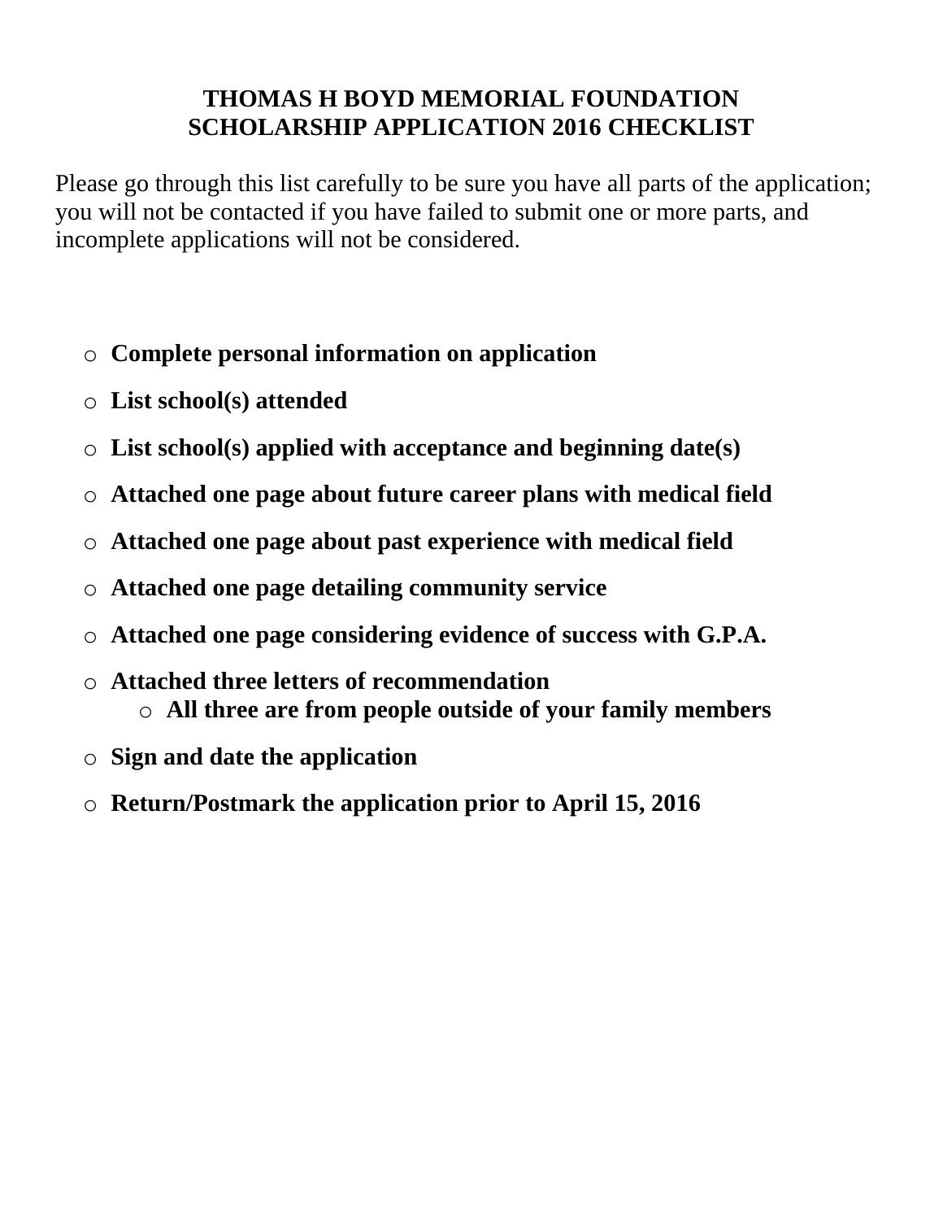# THOMAS H BOYD MEMORIAL FOUNDATION
# SCHOLARSHIP APPLICATION 2016 CHECKLIST

Please go through this list carefully to be sure you have all parts of the application; you will not be contacted if you have failed to submit one or more parts, and incomplete applications will not be considered.

- **Complete personal information on application**
- **List school(s) attended**
- **List school(s) applied with acceptance and beginning date(s)**
- **Attached one page about future career plans with medical field**
- **Attached one page about past experience with medical field**
- **Attached one page detailing community service**
- **Attached one page considering evidence of success with G.P.A.**
- **Attached three letters of recommendation**
  - **All three are from people outside of your family members**
- **Sign and date the application**
- **Return/Postmark the application prior to April 15, 2016**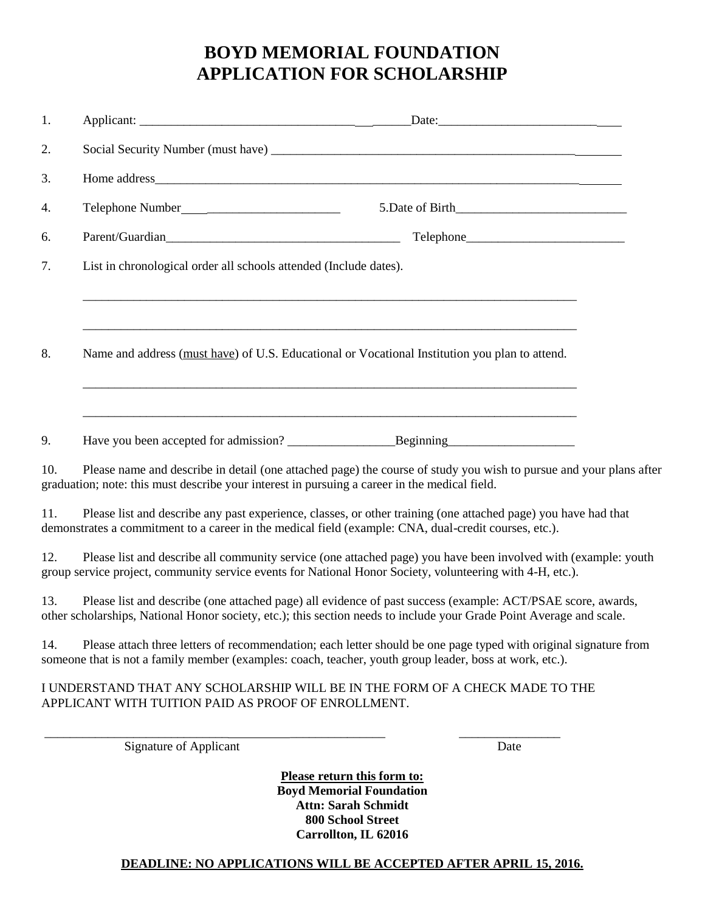# BOYD MEMORIAL FOUNDATION
# APPLICATION FOR SCHOLARSHIP

1. Applicant: ______________________________________ Date: ____________________________

2. Social Security Number (must have) ________________________________________________________

3. Home address ____________________________________________________________________________

4. Telephone Number ___________________________ 5. Date of Birth ____________________________

6. Parent/Guardian ______________________________________ Telephone ___________________________

7. List in chronological order all schools attended (Include dates).

   ________________________________________________________________________________________

   ________________________________________________________________________________________

8. Name and address (<u>must have</u>) of U.S. Educational or Vocational Institution you plan to attend.

   ________________________________________________________________________________________

   ________________________________________________________________________________________

9. Have you been accepted for admission? _________________ Beginning ____________________

10. Please name and describe in detail (one attached page) the course of study you wish to pursue and your plans after graduation; note: this must describe your interest in pursuing a career in the medical field.

11. Please list and describe any past experience, classes, or other training (one attached page) you have had that demonstrates a commitment to a career in the medical field (example: CNA, dual-credit courses, etc.).

12. Please list and describe all community service (one attached page) you have been involved with (example: youth group service project, community service events for National Honor Society, volunteering with 4-H, etc.).

13. Please list and describe (one attached page) all evidence of past success (example: ACT/PSAE score, awards, other scholarships, National Honor society, etc.); this section needs to include your Grade Point Average and scale.

14. Please attach three letters of recommendation; each letter should be one page typed with original signature from someone that is not a family member (examples: coach, teacher, youth group leader, boss at work, etc.).

I UNDERSTAND THAT ANY SCHOLARSHIP WILL BE IN THE FORM OF A CHECK MADE TO THE APPLICANT WITH TUITION PAID AS PROOF OF ENROLLMENT.

______________________________________________ ________________

Signature of Applicant Date

**<u>Please return this form to:</u>**
**Boyd Memorial Foundation**
**Attn: Sarah Schmidt**
**800 School Street**
**Carrollton, IL 62016**

**<u>DEADLINE: NO APPLICATIONS WILL BE ACCEPTED AFTER APRIL 15, 2016.</u>**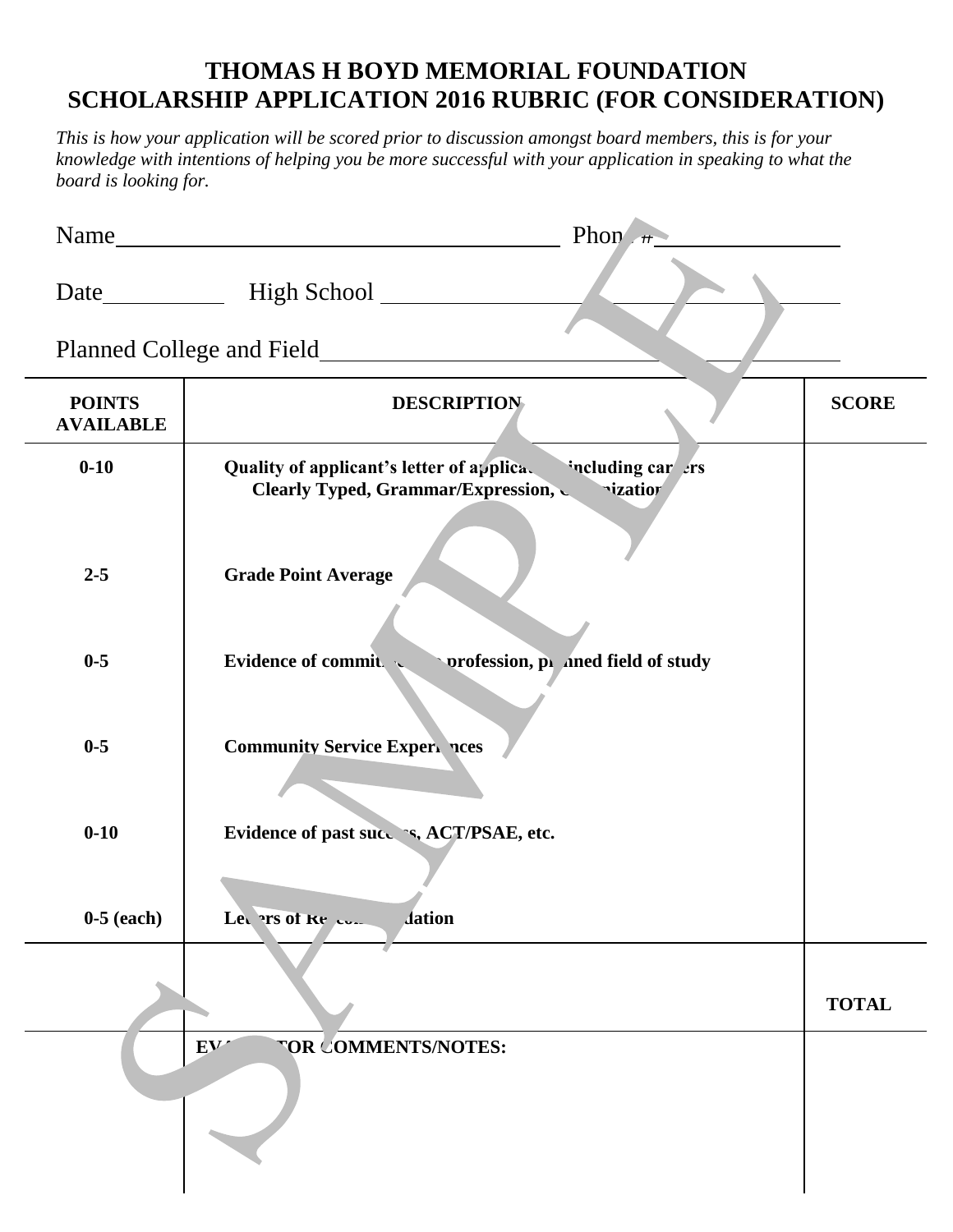# THOMAS H BOYD MEMORIAL FOUNDATION
# SCHOLARSHIP APPLICATION 2016 RUBRIC (FOR CONSIDERATION)

*This is how your application will be scored prior to discussion amongst board members, this is for your knowledge with intentions of helping you be more successful with your application in speaking to what the board is looking for.*

Name\_\_\_\_\_\_\_\_\_\_\_\_\_\_\_\_\_\_\_\_\_\_\_\_\_\_\_\_\_\_\_\_\_\_\_\_ Phone #\_\_\_\_\_\_\_\_\_\_\_\_\_\_\_

Date\_\_\_\_\_\_\_\_\_\_ High School \_\_\_\_\_\_\_\_\_\_\_\_\_\_\_\_\_\_\_\_\_\_\_\_\_\_\_\_\_\_\_\_\_\_\_\_\_\_\_

Planned College and Field\_\_\_\_\_\_\_\_\_\_\_\_\_\_\_\_\_\_\_\_\_\_\_\_\_\_\_\_\_\_\_\_\_\_\_\_\_\_\_\_\_\_

| POINTS AVAILABLE | DESCRIPTION | SCORE |
|---|---|---|
| 0-10 | **Quality of applicant's letter of application including careers**<br>**Clearly Typed, Grammar/Expression, Organization** | |
| 2-5 | **Grade Point Average** | |
| 0-5 | **Evidence of commitment to profession, planned field of study** | |
| 0-5 | **Community Service Experiences** | |
| 0-10 | **Evidence of past success, ACT/PSAE, etc.** | |
| 0-5 (each) | **Letters of Recommendation** | |
| | | **TOTAL** |
| | **EVALUATOR COMMENTS/NOTES:** | |

SAMPLE